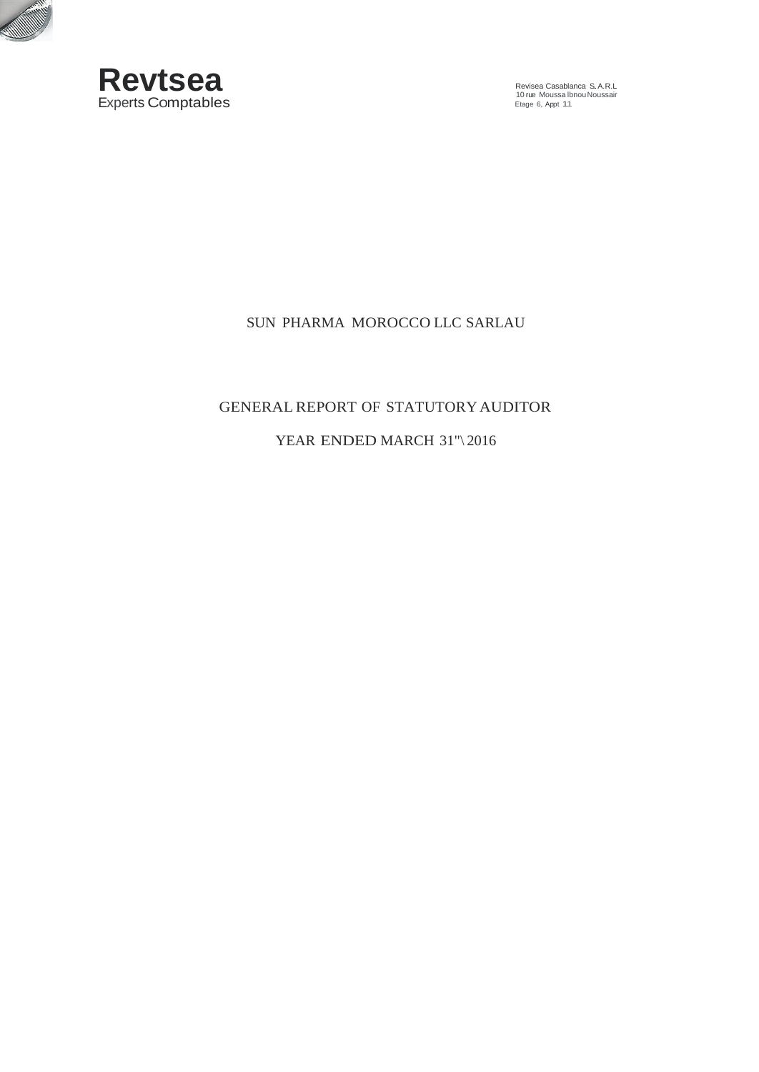**Revtsea**
Experts Comptables

Revisea Casablanca S.A.R.L
10 rue Moussa Ibnou Noussair
Etage 6, Appt 11

# SUN PHARMA MOROCCO LLC SARLAU

## GENERAL REPORT OF STATUTORY AUDITOR

## YEAR ENDED MARCH 31"\ 2016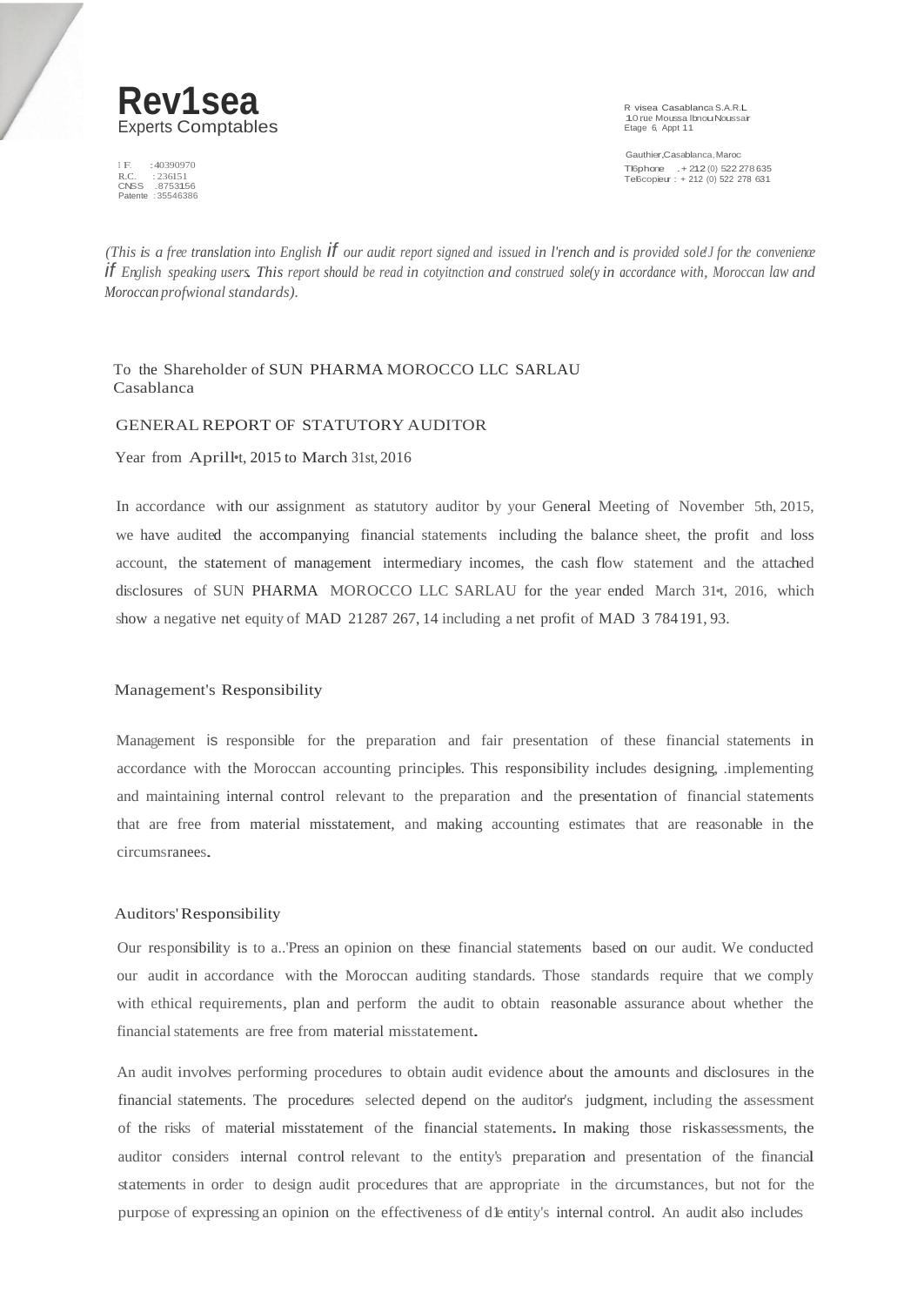**Rev1sea**
Experts Comptables

I F. : 40390970
R.C. : 236151
CNSS .8753156
Patente : 35546386

R visea Casablanca S.A.R.L
10 rue Moussa Ibnou Noussair
Etage 6, Appt 11

Gauthier, Casablanca, Maroc
Tl6phone .+ 212 (0) 522 278 635
Te6copieur : + 212 (0) 522 278 631

*(This is a free translation into English if our audit report signed and issued in l'rench and is provided sole!J for the convenience if English speaking users. This report should be read in cotyitnction and construed sole(y in accordance with, Moroccan law and Moroccan profwional standards).*

To the Shareholder of SUN PHARMA MOROCCO LLC SARLAU
Casablanca

## GENERAL REPORT OF STATUTORY AUDITOR

Year from Aprill•t, 2015 to March 31st, 2016

In accordance with our assignment as statutory auditor by your General Meeting of November 5th, 2015, we have audited the accompanying financial statements including the balance sheet, the profit and loss account, the statement of management intermediary incomes, the cash flow statement and the attached disclosures of SUN PHARMA MOROCCO LLC SARLAU for the year ended March 31•t, 2016, which show a negative net equity of MAD 21287 267, 14 including a net profit of MAD 3 784191, 93.

### Management's Responsibility

Management is responsible for the preparation and fair presentation of these financial statements in accordance with the Moroccan accounting principles. This responsibility includes designing, .implementing and maintaining internal control relevant to the preparation and the presentation of financial statements that are free from material misstatement, and making accounting estimates that are reasonable in the circumsranees.

### Auditors' Responsibility

Our responsibility is to a..'Press an opinion on these financial statements based on our audit. We conducted our audit in accordance with the Moroccan auditing standards. Those standards require that we comply with ethical requirements, plan and perform the audit to obtain reasonable assurance about whether the financial statements are free from material misstatement.

An audit involves performing procedures to obtain audit evidence about the amounts and disclosures in the financial statements. The procedures selected depend on the auditor's judgment, including the assessment of the risks of material misstatement of the financial statements. In making those riskassessments, the auditor considers internal control relevant to the entity's preparation and presentation of the financial statements in order to design audit procedures that are appropriate in the circumstances, but not for the purpose of expressing an opinion on the effectiveness of d1e entity's internal control. An audit also includes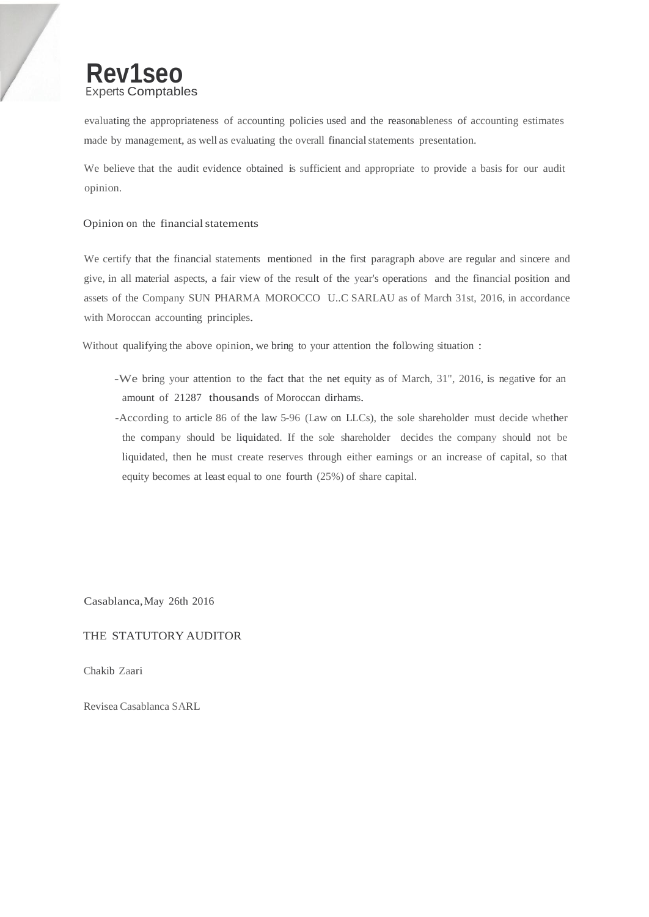evaluating the appropriateness of accounting policies used and the reasonableness of accounting estimates made by management, as well as evaluating the overall financial statements presentation.

We believe that the audit evidence obtained is sufficient and appropriate to provide a basis for our audit opinion.

## Opinion on the financial statements

We certify that the financial statements mentioned in the first paragraph above are regular and sincere and give, in all material aspects, a fair view of the result of the year's operations and the financial position and assets of the Company SUN PHARMA MOROCCO U..C SARLAU as of March 31st, 2016, in accordance with Moroccan accounting principles.

Without qualifying the above opinion, we bring to your attention the following situation :

- We bring your attention to the fact that the net equity as of March, 31", 2016, is negative for an amount of 21287 thousands of Moroccan dirhams.
- According to article 86 of the law 5-96 (Law on LLCs), the sole shareholder must decide whether the company should be liquidated. If the sole shareholder decides the company should not be liquidated, then he must create reserves through either earnings or an increase of capital, so that equity becomes at least equal to one fourth (25%) of share capital.

Casablanca, May 26th 2016

THE STATUTORY AUDITOR

Chakib Zaari

Revisea Casablanca SARL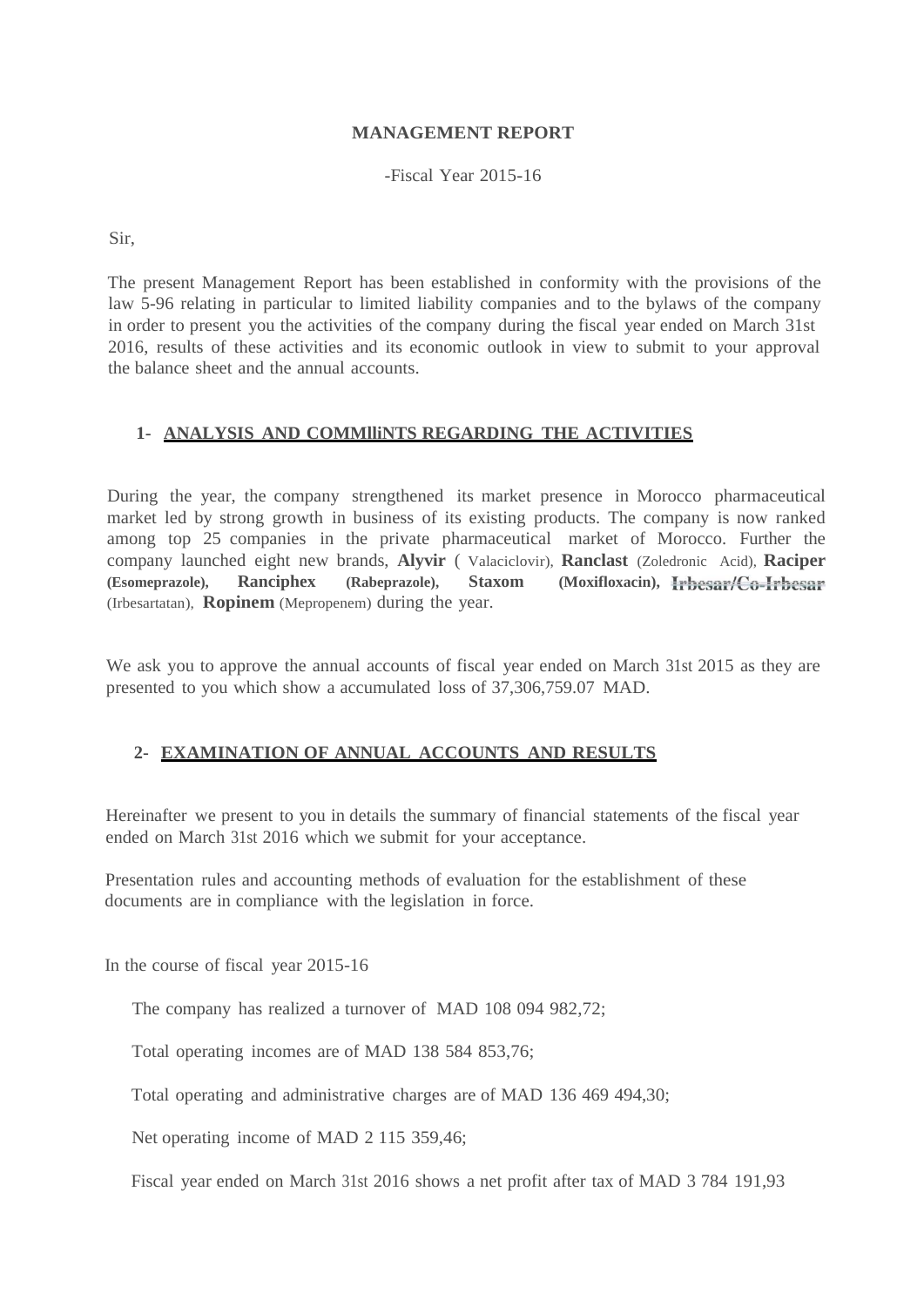**MANAGEMENT REPORT**

-Fiscal Year 2015-16

Sir,

The present Management Report has been established in conformity with the provisions of the law 5-96 relating in particular to limited liability companies and to the bylaws of the company in order to present you the activities of the company during the fiscal year ended on March 31st 2016, results of these activities and its economic outlook in view to submit to your approval the balance sheet and the annual accounts.

## 1- ANALYSIS AND COMMlliNTS REGARDING THE ACTIVITIES

During the year, the company strengthened its market presence in Morocco pharmaceutical market led by strong growth in business of its existing products. The company is now ranked among top 25 companies in the private pharmaceutical market of Morocco. Further the company launched eight new brands, **Alyvir** ( Valaciclovir), **Ranclast** (Zoledronic Acid), **Raciper** **(Esomeprazole), Ranciphex (Rabeprazole), Staxom (Moxifloxacin), Irbesar/Co-Irbesar** (Irbesartatan), **Ropinem** (Mepropenem) during the year.

We ask you to approve the annual accounts of fiscal year ended on March 31st 2015 as they are presented to you which show a accumulated loss of 37,306,759.07 MAD.

## 2- EXAMINATION OF ANNUAL ACCOUNTS AND RESULTS

Hereinafter we present to you in details the summary of financial statements of the fiscal year ended on March 31st 2016 which we submit for your acceptance.

Presentation rules and accounting methods of evaluation for the establishment of these documents are in compliance with the legislation in force.

In the course of fiscal year 2015-16

The company has realized a turnover of MAD 108 094 982,72;

Total operating incomes are of MAD 138 584 853,76;

Total operating and administrative charges are of MAD 136 469 494,30;

Net operating income of MAD 2 115 359,46;

Fiscal year ended on March 31st 2016 shows a net profit after tax of MAD 3 784 191,93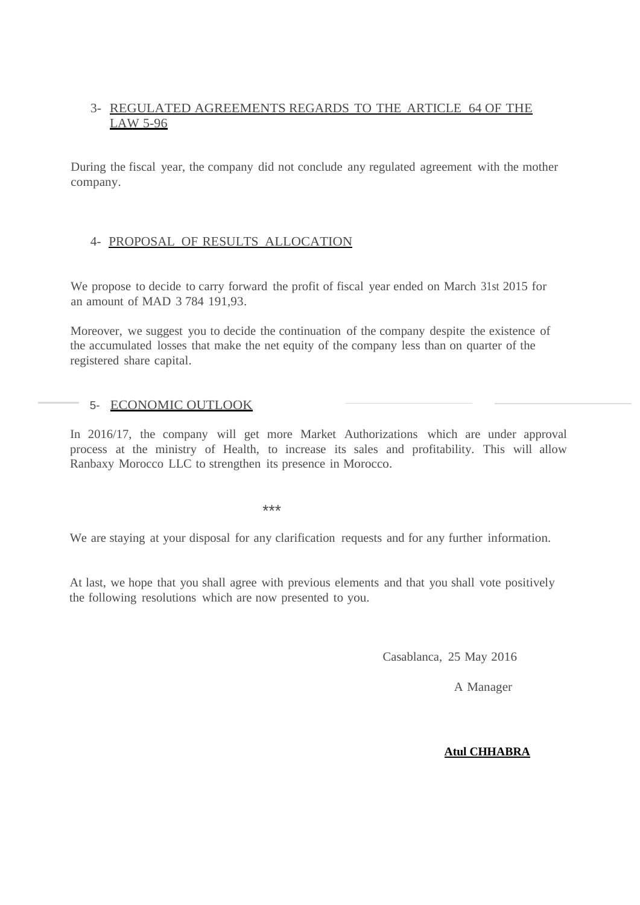## 3- REGULATED AGREEMENTS REGARDS TO THE ARTICLE 64 OF THE LAW 5-96

During the fiscal year, the company did not conclude any regulated agreement with the mother company.

## 4- PROPOSAL OF RESULTS ALLOCATION

We propose to decide to carry forward the profit of fiscal year ended on March 31st 2015 for an amount of MAD 3 784 191,93.

Moreover, we suggest you to decide the continuation of the company despite the existence of the accumulated losses that make the net equity of the company less than on quarter of the registered share capital.

## 5- ECONOMIC OUTLOOK

In 2016/17, the company will get more Market Authorizations which are under approval process at the ministry of Health, to increase its sales and profitability. This will allow Ranbaxy Morocco LLC to strengthen its presence in Morocco.

***

We are staying at your disposal for any clarification requests and for any further information.

At last, we hope that you shall agree with previous elements and that you shall vote positively the following resolutions which are now presented to you.

Casablanca, 25 May 2016

A Manager

**Atul CHHABRA**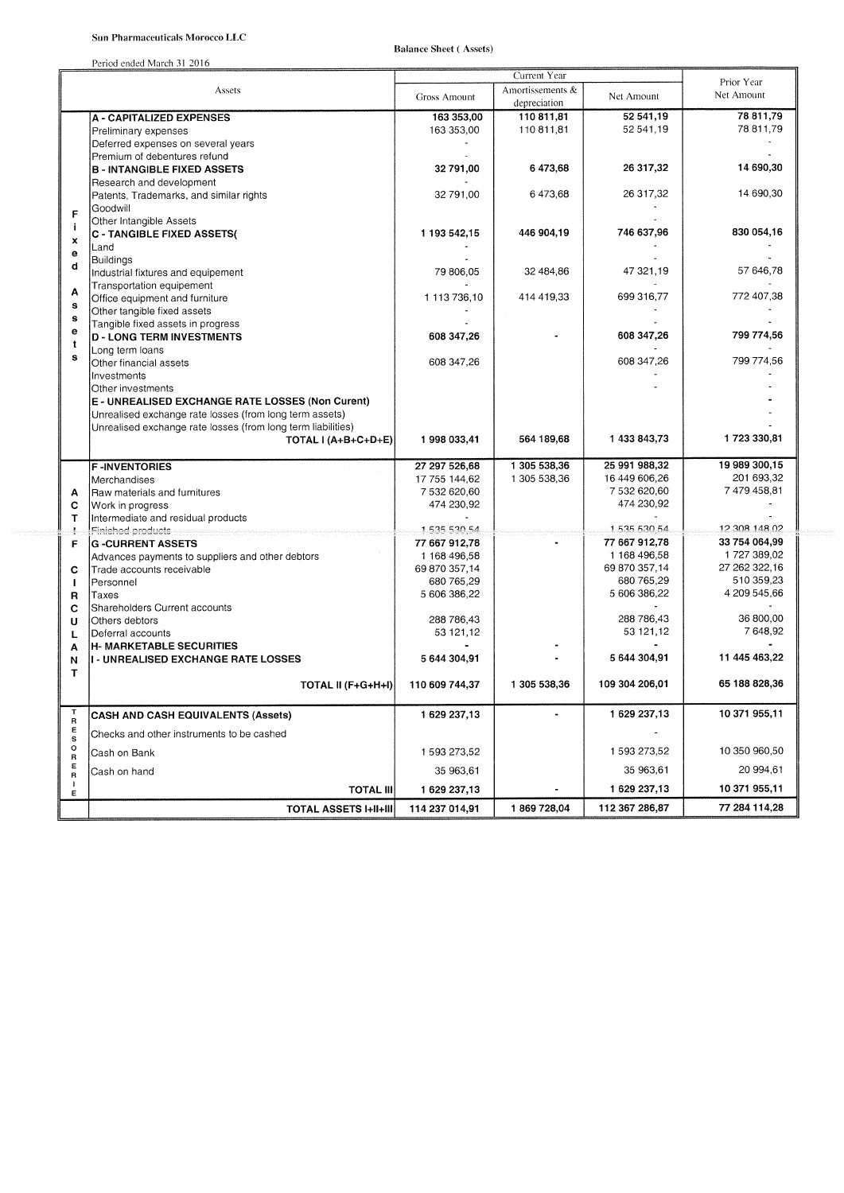**Sun Pharmaceuticals Morocco LLC**

**Balance Sheet ( Assets)**

Period ended March 31 2016

| | Assets | Current Year Gross Amount | Current Year Amortissements & depreciation | Current Year Net Amount | Prior Year Net Amount |
|---|---|---|---|---|---|
| Fixed Assets | **A - CAPITALIZED EXPENSES** | **163 353,00** | **110 811,81** | **52 541,19** | **78 811,79** |
| | Preliminary expenses | 163 353,00 | 110 811,81 | 52 541,19 | 78 811,79 |
| | Deferred expenses on several years | - | | | - |
| | Premium of debentures refund | - | | | - |
| | **B - INTANGIBLE FIXED ASSETS** | **32 791,00** | **6 473,68** | **26 317,32** | **14 690,30** |
| | Research and development | - | | | |
| | Patents, Trademarks, and similar rights | 32 791,00 | 6 473,68 | 26 317,32 | 14 690,30 |
| | Goodwill | | | - | |
| | Other Intangible Assets | | | - | |
| | **C - TANGIBLE FIXED ASSETS(** | **1 193 542,15** | **446 904,19** | **746 637,96** | **830 054,16** |
| | Land | - | | - | - |
| | Buildings | - | | - | - |
| | Industrial fixtures and equipement | 79 806,05 | 32 484,86 | 47 321,19 | 57 646,78 |
| | Transportation equipement | - | | - | - |
| | Office equipment and furniture | 1 113 736,10 | 414 419,33 | 699 316,77 | 772 407,38 |
| | Other tangible fixed assets | - | | - | - |
| | Tangible fixed assets in progress | - | | - | - |
| | **D - LONG TERM INVESTMENTS** | **608 347,26** | **-** | **608 347,26** | **799 774,56** |
| | Long term loans | | | - | - |
| | Other financial assets | 608 347,26 | | 608 347,26 | 799 774,56 |
| | Investments | | | - | - |
| | Other investments | | | - | - |
| | **E - UNREALISED EXCHANGE RATE LOSSES (Non Curent)** | | | | **-** |
| | Unrealised exchange rate losses (from long term assets) | | | | - |
| | Unrealised exchange rate losses (from long term liabilities) | | | | - |
| | **TOTAL I (A+B+C+D+E)** | **1 998 033,41** | **564 189,68** | **1 433 843,73** | **1 723 330,81** |
| Actif Circulant | **F -INVENTORIES** | **27 297 526,68** | **1 305 538,36** | **25 991 988,32** | **19 989 300,15** |
| | Merchandises | 17 755 144,62 | 1 305 538,36 | 16 449 606,26 | 201 693,32 |
| | Raw materials and furnitures | 7 532 620,60 | | 7 532 620,60 | 7 479 458,81 |
| | Work in progress | 474 230,92 | | 474 230,92 | - |
| | Intermediate and residual products | - | | - | - |
| | Finished products | 1 535 530,54 | | 1 535 530,54 | 12 308 148,02 |
| | **G -CURRENT ASSETS** | **77 667 912,78** | **-** | **77 667 912,78** | **33 754 064,99** |
| | Advances payments to suppliers and other debtors | 1 168 496,58 | | 1 168 496,58 | 1 727 389,02 |
| | Trade accounts receivable | 69 870 357,14 | | 69 870 357,14 | 27 262 322,16 |
| | Personnel | 680 765,29 | | 680 765,29 | 510 359,23 |
| | Taxes | 5 606 386,22 | | 5 606 386,22 | 4 209 545,66 |
| | Shareholders Current accounts | | | - | - |
| | Others debtors | 288 786,43 | | 288 786,43 | 36 800,00 |
| | Deferral accounts | 53 121,12 | | 53 121,12 | 7 648,92 |
| | **H- MARKETABLE SECURITIES** | **-** | **-** | **-** | **-** |
| | **I - UNREALISED EXCHANGE RATE LOSSES** | **5 644 304,91** | **-** | **5 644 304,91** | **11 445 463,22** |
| | **TOTAL II (F+G+H+I)** | **110 609 744,37** | **1 305 538,36** | **109 304 206,01** | **65 188 828,36** |
| Tresorerie | **CASH AND CASH EQUIVALENTS (Assets)** | **1 629 237,13** | **-** | **1 629 237,13** | **10 371 955,11** |
| | Checks and other instruments to be cashed | | | - | |
| | Cash on Bank | 1 593 273,52 | | 1 593 273,52 | 10 350 960,50 |
| | Cash on hand | 35 963,61 | | 35 963,61 | 20 994,61 |
| | **TOTAL III** | **1 629 237,13** | **-** | **1 629 237,13** | **10 371 955,11** |
| | **TOTAL ASSETS I+II+III** | **114 237 014,91** | **1 869 728,04** | **112 367 286,87** | **77 284 114,28** |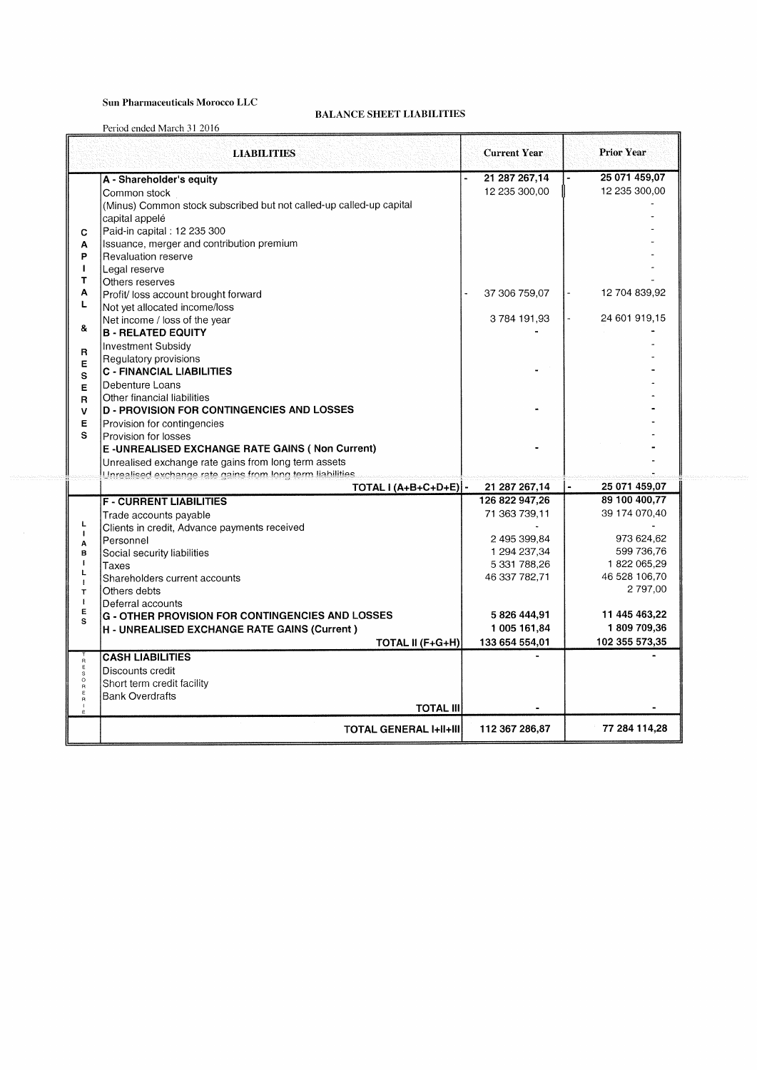**Sun Pharmaceuticals Morocco LLC**

**BALANCE SHEET LIABILITIES**

Period ended March 31 2016

| | LIABILITIES | Current Year | Prior Year |
|---|---|---|---|
| CAPITAL & RESERVES | **A - Shareholder's equity** | - 21 287 267,14 | - 25 071 459,07 |
| | Common stock | 12 235 300,00 | 12 235 300,00 |
| | (Minus) Common stock subscribed but not called-up called-up capital capital appelé | | - |
| | Paid-in capital : 12 235 300 | | - |
| | Issuance, merger and contribution premium | | - |
| | Revaluation reserve | | - |
| | Legal reserve | | - |
| | Others reserves | | - |
| | Profit/ loss account brought forward | - 37 306 759,07 | - 12 704 839,92 |
| | Not yet allocated income/loss | | |
| | Net income / loss of the year | 3 784 191,93 | - 24 601 919,15 |
| | **B - RELATED EQUITY** | - | - |
| | Investment Subsidy | | - |
| | Regulatory provisions | | - |
| | **C - FINANCIAL LIABILITIES** | - | - |
| | Debenture Loans | | - |
| | Other financial liabilities | | - |
| | **D - PROVISION FOR CONTINGENCIES AND LOSSES** | - | - |
| | Provision for contingencies | | - |
| | Provision for losses | | - |
| | **E -UNREALISED EXCHANGE RATE GAINS ( Non Current)** | - | - |
| | Unrealised exchange rate gains from long term assets | | - |
| | Unrealised exchange rate gains from long term liabilities | | - |
| | **TOTAL I (A+B+C+D+E)** | - 21 287 267,14 | - 25 071 459,07 |
| LIABILITIES | **F - CURRENT LIABILITIES** | 126 822 947,26 | 89 100 400,77 |
| | Trade accounts payable | 71 363 739,11 | 39 174 070,40 |
| | Clients in credit, Advance payments received | - | - |
| | Personnel | 2 495 399,84 | 973 624,62 |
| | Social security liabilities | 1 294 237,34 | 599 736,76 |
| | Taxes | 5 331 788,26 | 1 822 065,29 |
| | Shareholders current accounts | 46 337 782,71 | 46 528 106,70 |
| | Others debts | | 2 797,00 |
| | Deferral accounts | | |
| | **G - OTHER PROVISION FOR CONTINGENCIES AND LOSSES** | 5 826 444,91 | 11 445 463,22 |
| | **H - UNREALISED EXCHANGE RATE GAINS (Current )** | 1 005 161,84 | 1 809 709,36 |
| | **TOTAL II (F+G+H)** | 133 654 554,01 | 102 355 573,35 |
| TRESORERIE | **CASH LIABILITIES** | - | - |
| | Discounts credit | | |
| | Short term credit facility | | |
| | Bank Overdrafts | | |
| | **TOTAL III** | - | - |
| | **TOTAL GENERAL I+II+III** | 112 367 286,87 | 77 284 114,28 |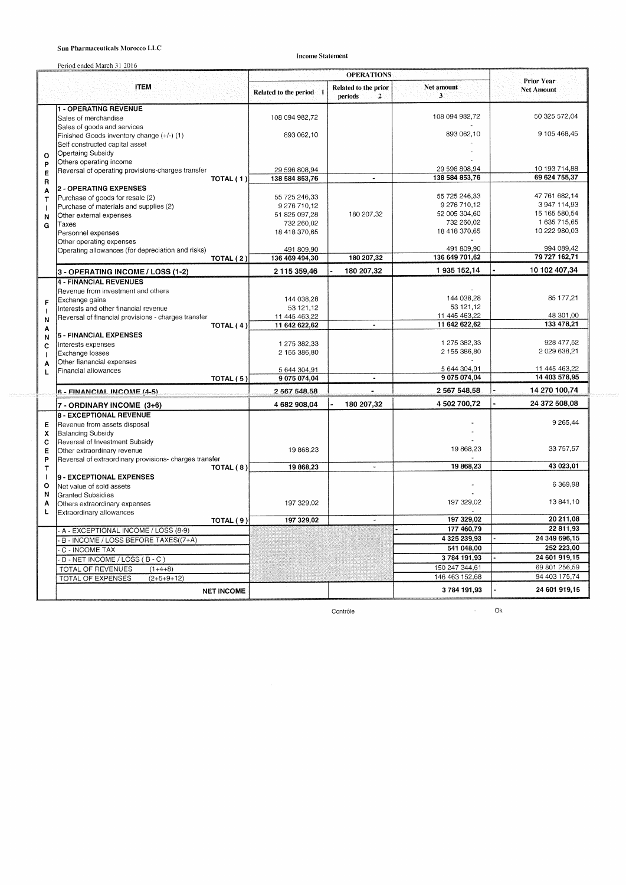**Sun Pharmaceuticals Morocco LLC**

**Income Statement**

Period ended March 31 2016

| | ITEM | OPERATIONS | | | Prior Year Net Amount |
|---|---|---|---|---|---|
| | | Related to the period 1 | Related to the prior periods 2 | Net amount 3 | |
| OPERATING | **1 - OPERATING REVENUE** | | | | |
| | Sales of merchandise | 108 094 982,72 | | 108 094 982,72 | 50 325 572,04 |
| | Sales of goods and services | | | - | |
| | Finished Goods inventory change (+/-) (1) | 893 062,10 | | 893 062,10 | 9 105 468,45 |
| | Self constructed capital asset | | | - | |
| | Operating Subsidy | | | - | |
| | Others operating income | | | - | |
| | Reversal of operating provisions-charges transfer | 29 596 808,94 | | 29 596 808,94 | 10 193 714,88 |
| | TOTAL ( 1 ) | **138 584 853,76** | - | **138 584 853,76** | **69 624 755,37** |
| | **2 - OPERATING EXPENSES** | | | | |
| | Purchase of goods for resale (2) | 55 725 246,33 | | 55 725 246,33 | 47 761 682,14 |
| | Purchase of materials and supplies (2) | 9 276 710,12 | | 9 276 710,12 | 3 947 114,93 |
| | Other external expenses | 51 825 097,28 | 180 207,32 | 52 005 304,60 | 15 165 580,54 |
| | Taxes | 732 260,02 | | 732 260,02 | 1 635 715,65 |
| | Personnel expenses | 18 418 370,65 | | 18 418 370,65 | 10 222 980,03 |
| | Other operating expenses | | | - | |
| | Operating allowances (for depreciation and risks) | 491 809,90 | | 491 809,90 | 994 089,42 |
| | TOTAL ( 2 ) | **136 469 494,30** | **180 207,32** | **136 649 701,62** | **79 727 162,71** |
| | **3 - OPERATING INCOME / LOSS (1-2)** | **2 115 359,46** | **- 180 207,32** | **1 935 152,14** | **- 10 102 407,34** |
| FINANCIAL | **4 - FINANCIAL REVENUES** | | | | |
| | Revenue from investment and others | | | - | |
| | Exchange gains | 144 038,28 | | 144 038,28 | 85 177,21 |
| | Interests and other financial revenue | 53 121,12 | | 53 121,12 | |
| | Reversal of financial provisions - charges transfer | 11 445 463,22 | | 11 445 463,22 | 48 301,00 |
| | TOTAL ( 4 ) | **11 642 622,62** | - | **11 642 622,62** | **133 478,21** |
| | **5 - FINANCIAL EXPENSES** | | | | |
| | Interests expenses | 1 275 382,33 | | 1 275 382,33 | 928 477,52 |
| | Exchange losses | 2 155 386,80 | | 2 155 386,80 | 2 029 638,21 |
| | Other fianancial expenses | | | - | |
| | Financial allowances | 5 644 304,91 | | 5 644 304,91 | 11 445 463,22 |
| | TOTAL ( 5 ) | **9 075 074,04** | - | **9 075 074,04** | **14 403 578,95** |
| | **6 - FINANCIAL INCOME (4-5)** | **2 567 548,58** | - | **2 567 548,58** | **- 14 270 100,74** |
| | **7 - ORDINARY INCOME (3+6)** | **4 682 908,04** | **- 180 207,32** | **4 502 700,72** | **- 24 372 508,08** |
| EXCEPTIONAL | **8 - EXCEPTIONAL REVENUE** | | | | |
| | Revenue from assets disposal | | | - | 9 265,44 |
| | Balancing Subsidy | | | - | |
| | Reversal of Investment Subsidy | | | - | |
| | Other extraordinary revenue | 19 868,23 | | 19 868,23 | 33 757,57 |
| | Reversal of extraordinary provisions- charges transfer | | | - | |
| | TOTAL ( 8 ) | **19 868,23** | - | **19 868,23** | **43 023,01** |
| | **9 - EXCEPTIONAL EXPENSES** | | | | |
| | Net value of sold assets | | | - | 6 369,98 |
| | Granted Subsidies | | | - | |
| | Others extraordinary expenses | 197 329,02 | | 197 329,02 | 13 841,10 |
| | Extraordinary allowances | | | - | |
| | TOTAL ( 9 ) | **197 329,02** | - | **197 329,02** | **20 211,08** |
| | - A - EXCEPTIONAL INCOME / LOSS (8-9) | | | **- 177 460,79** | **22 811,93** |
| | - B - INCOME / LOSS BEFORE TAXES((7+A) | | | **4 325 239,93** | **- 24 349 696,15** |
| | - C - INCOME TAX | | | **541 048,00** | **252 223,00** |
| | - D - NET INCOME / LOSS ( B - C ) | | | **3 784 191,93** | **- 24 601 919,15** |
| | TOTAL OF REVENUES (1+4+8) | | | 150 247 344,61 | 69 801 256,59 |
| | TOTAL OF EXPENSES (2+5+9+12) | | | 146 463 152,68 | 94 403 175,74 |
| | **NET INCOME** | | | **3 784 191,93** | **- 24 601 919,15** |

Contrôle - Ok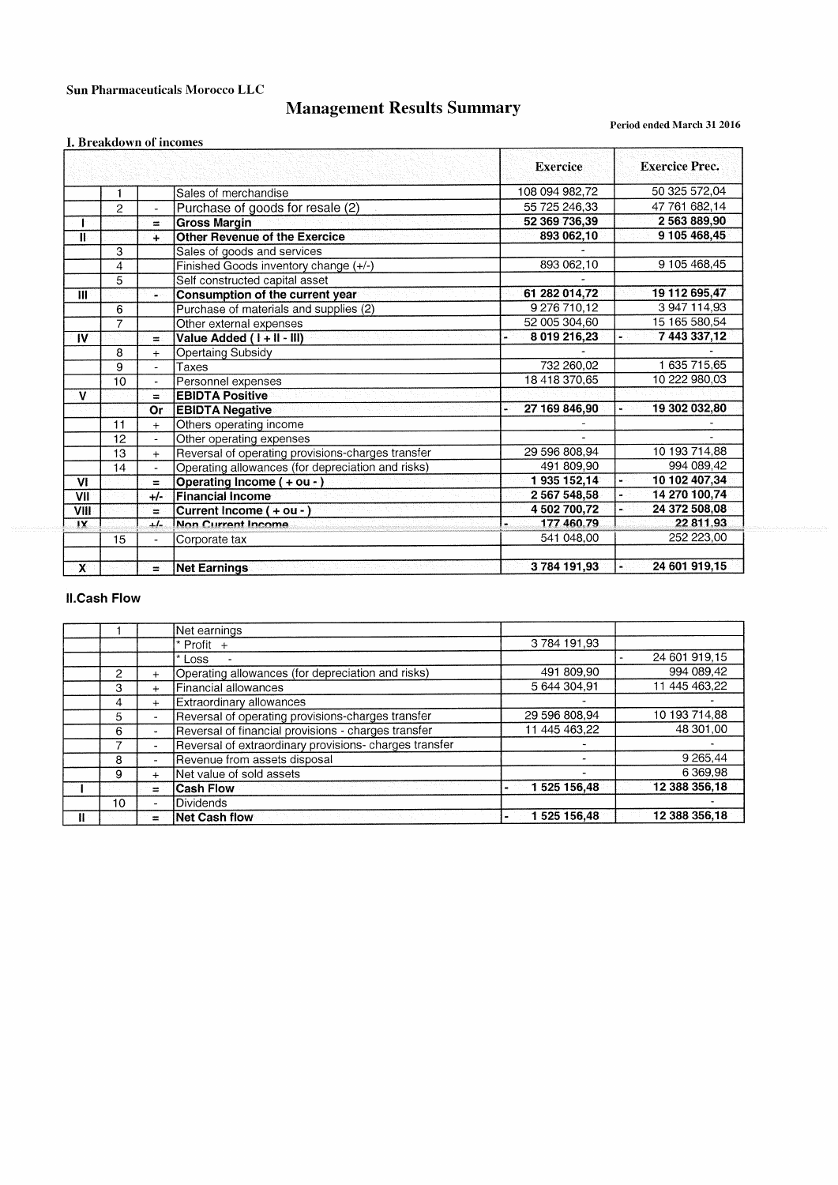Sun Pharmaceuticals Morocco LLC

# Management Results Summary

Period ended March 31 2016

## I. Breakdown of incomes

| | | | | Exercice | Exercice Prec. |
|---|---|---|---|---|---|
| | 1 | | Sales of merchandise | 108 094 982,72 | 50 325 572,04 |
| | 2 | - | Purchase of goods for resale (2) | 55 725 246,33 | 47 761 682,14 |
| **I** | | = | **Gross Margin** | **52 369 736,39** | **2 563 889,90** |
| **II** | | + | **Other Revenue of the Exercice** | **893 062,10** | **9 105 468,45** |
| | 3 | | Sales of goods and services | - | |
| | 4 | | Finished Goods inventory change (+/-) | 893 062,10 | 9 105 468,45 |
| | 5 | | Self constructed capital asset | - | |
| **III** | | - | **Consumption of the current year** | **61 282 014,72** | **19 112 695,47** |
| | 6 | | Purchase of materials and supplies (2) | 9 276 710,12 | 3 947 114,93 |
| | 7 | | Other external expenses | 52 005 304,60 | 15 165 580,54 |
| **IV** | | = | **Value Added ( I + II - III)** | **- 8 019 216,23** | **- 7 443 337,12** |
| | 8 | + | Opertaing Subsidy | - | - |
| | 9 | - | Taxes | 732 260,02 | 1 635 715,65 |
| | 10 | - | Personnel expenses | 18 418 370,65 | 10 222 980,03 |
| **V** | | = | **EBIDTA Positive** | | |
| | | **Or** | **EBIDTA Negative** | **- 27 169 846,90** | **- 19 302 032,80** |
| | 11 | + | Others operating income | - | - |
| | 12 | - | Other operating expenses | - | - |
| | 13 | + | Reversal of operating provisions-charges transfer | 29 596 808,94 | 10 193 714,88 |
| | 14 | - | Operating allowances (for depreciation and risks) | 491 809,90 | 994 089,42 |
| **VI** | | = | **Operating Income ( + ou - )** | **1 935 152,14** | **- 10 102 407,34** |
| **VII** | | +/- | **Financial Income** | **2 567 548,58** | **- 14 270 100,74** |
| **VIII** | | = | **Current Income ( + ou - )** | **4 502 700,72** | **- 24 372 508,08** |
| **IX** | | +/- | **Non Current Income** | **- 177 460,79** | **22 811,93** |
| | 15 | - | Corporate tax | 541 048,00 | 252 223,00 |
| | | | | | |
| **X** | | = | **Net Earnings** | **3 784 191,93** | **- 24 601 919,15** |

## II.Cash Flow

| | | | | | |
|---|---|---|---|---|---|
| | 1 | | Net earnings | | |
| | | | * Profit + | 3 784 191,93 | |
| | | | * Loss - | | - 24 601 919,15 |
| | 2 | + | Operating allowances (for depreciation and risks) | 491 809,90 | 994 089,42 |
| | 3 | + | Financial allowances | 5 644 304,91 | 11 445 463,22 |
| | 4 | + | Extraordinary allowances | - | - |
| | 5 | - | Reversal of operating provisions-charges transfer | 29 596 808,94 | 10 193 714,88 |
| | 6 | - | Reversal of financial provisions - charges transfer | 11 445 463,22 | 48 301,00 |
| | 7 | - | Reversal of extraordinary provisions- charges transfer | - | - |
| | 8 | - | Revenue from assets disposal | - | 9 265,44 |
| | 9 | + | Net value of sold assets | - | 6 369,98 |
| **I** | | = | **Cash Flow** | **- 1 525 156,48** | **12 388 356,18** |
| | 10 | - | Dividends | | - |
| **II** | | = | **Net Cash flow** | **- 1 525 156,48** | **12 388 356,18** |